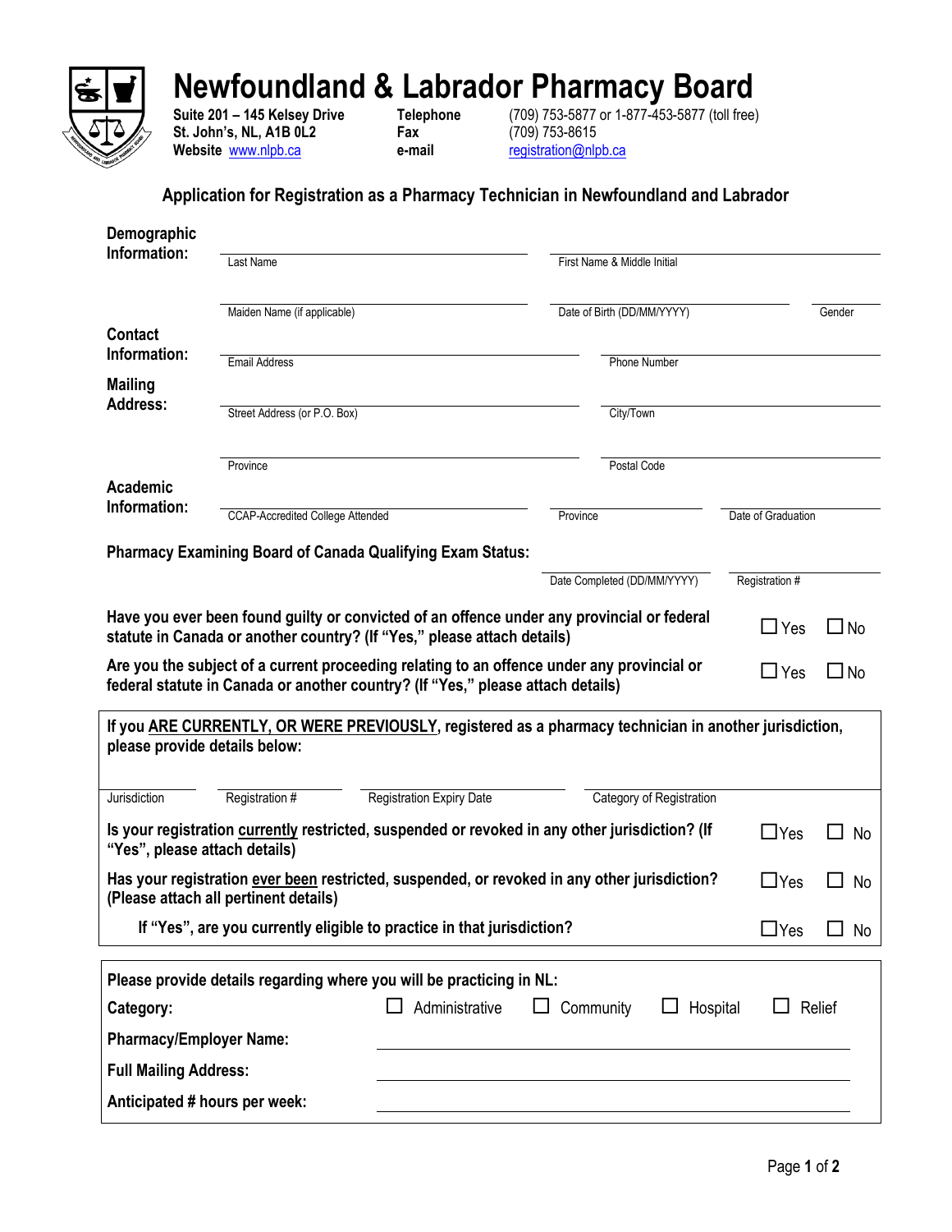# Newfoundland & Labrador Pharmacy Board

**Suite 201 – 145 Kelsey Drive**
**St. John's, NL, A1B 0L2**
**Website** www.nlpb.ca

**Telephone** (709) 753-5877 or 1-877-453-5877 (toll free)
**Fax** (709) 753-8615
**e-mail** registration@nlpb.ca

## Application for Registration as a Pharmacy Technician in Newfoundland and Labrador

**Demographic Information:**

Last Name ____________________ First Name & Middle Initial ____________________

Maiden Name (if applicable) ____________________ Date of Birth (DD/MM/YYYY) ____________________ Gender ________

**Contact Information:**

Email Address ____________________ Phone Number ____________________

**Mailing Address:**

Street Address (or P.O. Box) ____________________ City/Town ____________________

Province ____________________ Postal Code ____________________

**Academic Information:**

CCAP-Accredited College Attended ____________________ Province ____________________ Date of Graduation ____________________

**Pharmacy Examining Board of Canada Qualifying Exam Status:**

Date Completed (DD/MM/YYYY) ____________________ Registration # ____________________

**Have you ever been found guilty or convicted of an offence under any provincial or federal statute in Canada or another country? (If "Yes," please attach details)** ☐ Yes ☐ No

**Are you the subject of a current proceeding relating to an offence under any provincial or federal statute in Canada or another country? (If "Yes," please attach details)** ☐ Yes ☐ No

**If you ARE CURRENTLY, OR WERE PREVIOUSLY, registered as a pharmacy technician in another jurisdiction, please provide details below:**

Jurisdiction ________ Registration # ________ Registration Expiry Date ________ Category of Registration ________

**Is your registration currently restricted, suspended or revoked in any other jurisdiction? (If "Yes", please attach details)** ☐ Yes ☐ No

**Has your registration ever been restricted, suspended, or revoked in any other jurisdiction? (Please attach all pertinent details)** ☐ Yes ☐ No

**If "Yes", are you currently eligible to practice in that jurisdiction?** ☐ Yes ☐ No

**Please provide details regarding where you will be practicing in NL:**

**Category:** ☐ Administrative ☐ Community ☐ Hospital ☐ Relief

**Pharmacy/Employer Name:** ____________________

**Full Mailing Address:** ____________________

**Anticipated # hours per week:** ____________________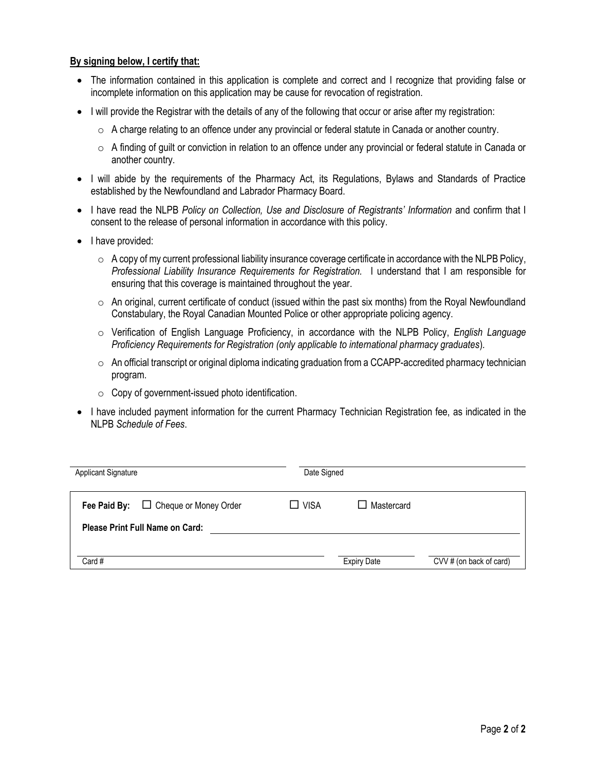**By signing below, I certify that:**

- The information contained in this application is complete and correct and I recognize that providing false or incomplete information on this application may be cause for revocation of registration.
- I will provide the Registrar with the details of any of the following that occur or arise after my registration:
  - A charge relating to an offence under any provincial or federal statute in Canada or another country.
  - A finding of guilt or conviction in relation to an offence under any provincial or federal statute in Canada or another country.
- I will abide by the requirements of the Pharmacy Act, its Regulations, Bylaws and Standards of Practice established by the Newfoundland and Labrador Pharmacy Board.
- I have read the NLPB *Policy on Collection, Use and Disclosure of Registrants' Information* and confirm that I consent to the release of personal information in accordance with this policy.
- I have provided:
  - A copy of my current professional liability insurance coverage certificate in accordance with the NLPB Policy, *Professional Liability Insurance Requirements for Registration.* I understand that I am responsible for ensuring that this coverage is maintained throughout the year.
  - An original, current certificate of conduct (issued within the past six months) from the Royal Newfoundland Constabulary, the Royal Canadian Mounted Police or other appropriate policing agency.
  - Verification of English Language Proficiency, in accordance with the NLPB Policy, *English Language Proficiency Requirements for Registration (only applicable to international pharmacy graduates).*
  - An official transcript or original diploma indicating graduation from a CCAPP-accredited pharmacy technician program.
  - Copy of government-issued photo identification.
- I have included payment information for the current Pharmacy Technician Registration fee, as indicated in the NLPB *Schedule of Fees*.

Applicant Signature ______________________ Date Signed ______________________

**Fee Paid By:** ☐ Cheque or Money Order ☐ VISA ☐ Mastercard

**Please Print Full Name on Card:** ______________________

Card # ______________________ Expiry Date __________ CVV # (on back of card) __________